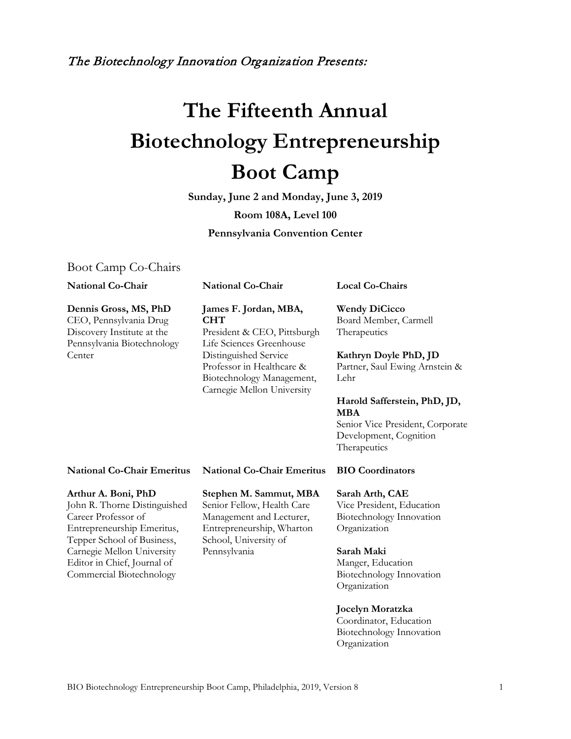*The Biotechnology Innovation Organization Presents:*

# The Fifteenth Annual Biotechnology Entrepreneurship Boot Camp

**Sunday, June 2 and Monday, June 3, 2019**

**Room 108A, Level 100**

**Pennsylvania Convention Center**

## Boot Camp Co-Chairs

**National Co-Chair**

**Dennis Gross, MS, PhD**
CEO, Pennsylvania Drug Discovery Institute at the Pennsylvania Biotechnology Center

**National Co-Chair**

**James F. Jordan, MBA, CHT**
President & CEO, Pittsburgh Life Sciences Greenhouse
Distinguished Service Professor in Healthcare & Biotechnology Management, Carnegie Mellon University

**Local Co-Chairs**

**Wendy DiCicco**
Board Member, Carmell Therapeutics

**Kathryn Doyle PhD, JD**
Partner, Saul Ewing Arnstein & Lehr

**Harold Safferstein, PhD, JD, MBA**
Senior Vice President, Corporate Development, Cognition Therapeutics

**National Co-Chair Emeritus**

**Arthur A. Boni, PhD**
John R. Thorne Distinguished Career Professor of Entrepreneurship Emeritus, Tepper School of Business, Carnegie Mellon University
Editor in Chief, Journal of Commercial Biotechnology

**National Co-Chair Emeritus**

**Stephen M. Sammut, MBA**
Senior Fellow, Health Care Management and Lecturer, Entrepreneurship, Wharton School, University of Pennsylvania

**BIO Coordinators**

**Sarah Arth, CAE**
Vice President, Education
Biotechnology Innovation Organization

**Sarah Maki**
Manger, Education
Biotechnology Innovation Organization

**Jocelyn Moratzka**
Coordinator, Education
Biotechnology Innovation Organization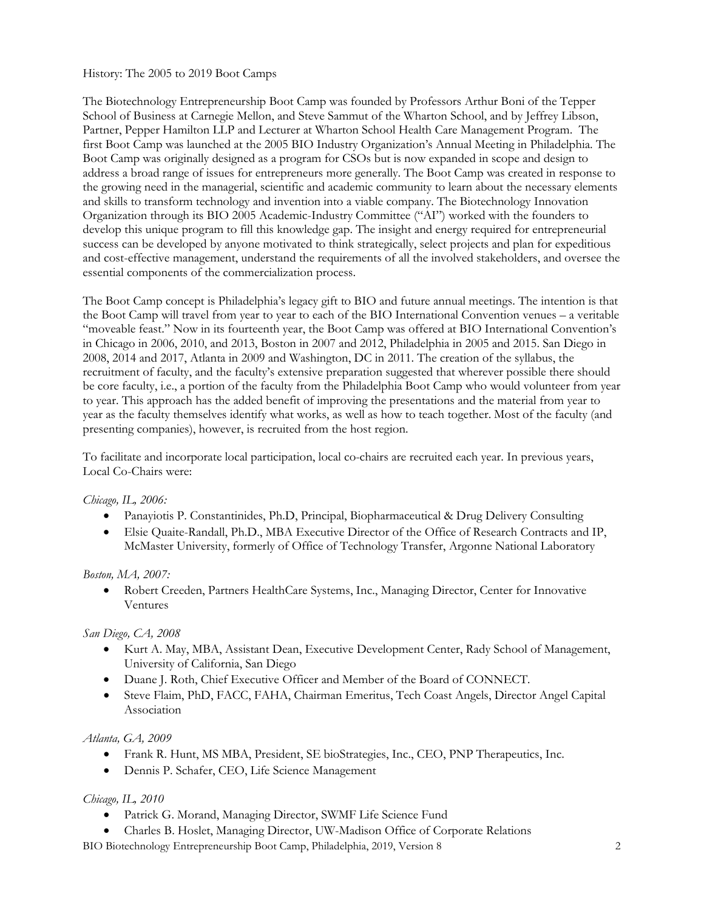History: The 2005 to 2019 Boot Camps

The Biotechnology Entrepreneurship Boot Camp was founded by Professors Arthur Boni of the Tepper School of Business at Carnegie Mellon, and Steve Sammut of the Wharton School, and by Jeffrey Libson, Partner, Pepper Hamilton LLP and Lecturer at Wharton School Health Care Management Program. The first Boot Camp was launched at the 2005 BIO Industry Organization's Annual Meeting in Philadelphia. The Boot Camp was originally designed as a program for CSOs but is now expanded in scope and design to address a broad range of issues for entrepreneurs more generally. The Boot Camp was created in response to the growing need in the managerial, scientific and academic community to learn about the necessary elements and skills to transform technology and invention into a viable company. The Biotechnology Innovation Organization through its BIO 2005 Academic-Industry Committee ("AI") worked with the founders to develop this unique program to fill this knowledge gap. The insight and energy required for entrepreneurial success can be developed by anyone motivated to think strategically, select projects and plan for expeditious and cost-effective management, understand the requirements of all the involved stakeholders, and oversee the essential components of the commercialization process.

The Boot Camp concept is Philadelphia's legacy gift to BIO and future annual meetings. The intention is that the Boot Camp will travel from year to year to each of the BIO International Convention venues – a veritable "moveable feast." Now in its fourteenth year, the Boot Camp was offered at BIO International Convention's in Chicago in 2006, 2010, and 2013, Boston in 2007 and 2012, Philadelphia in 2005 and 2015. San Diego in 2008, 2014 and 2017, Atlanta in 2009 and Washington, DC in 2011. The creation of the syllabus, the recruitment of faculty, and the faculty's extensive preparation suggested that wherever possible there should be core faculty, i.e., a portion of the faculty from the Philadelphia Boot Camp who would volunteer from year to year. This approach has the added benefit of improving the presentations and the material from year to year as the faculty themselves identify what works, as well as how to teach together. Most of the faculty (and presenting companies), however, is recruited from the host region.

To facilitate and incorporate local participation, local co-chairs are recruited each year. In previous years, Local Co-Chairs were:

*Chicago, IL, 2006:*

- Panayiotis P. Constantinides, Ph.D, Principal, Biopharmaceutical & Drug Delivery Consulting
- Elsie Quaite-Randall, Ph.D., MBA Executive Director of the Office of Research Contracts and IP, McMaster University, formerly of Office of Technology Transfer, Argonne National Laboratory

*Boston, MA, 2007:*

- Robert Creeden, Partners HealthCare Systems, Inc., Managing Director, Center for Innovative Ventures

*San Diego, CA, 2008*

- Kurt A. May, MBA, Assistant Dean, Executive Development Center, Rady School of Management, University of California, San Diego
- Duane J. Roth, Chief Executive Officer and Member of the Board of CONNECT.
- Steve Flaim, PhD, FACC, FAHA, Chairman Emeritus, Tech Coast Angels, Director Angel Capital Association

*Atlanta, GA, 2009*

- Frank R. Hunt, MS MBA, President, SE bioStrategies, Inc., CEO, PNP Therapeutics, Inc.
- Dennis P. Schafer, CEO, Life Science Management

*Chicago, IL, 2010*

- Patrick G. Morand, Managing Director, SWMF Life Science Fund
- Charles B. Hoslet, Managing Director, UW-Madison Office of Corporate Relations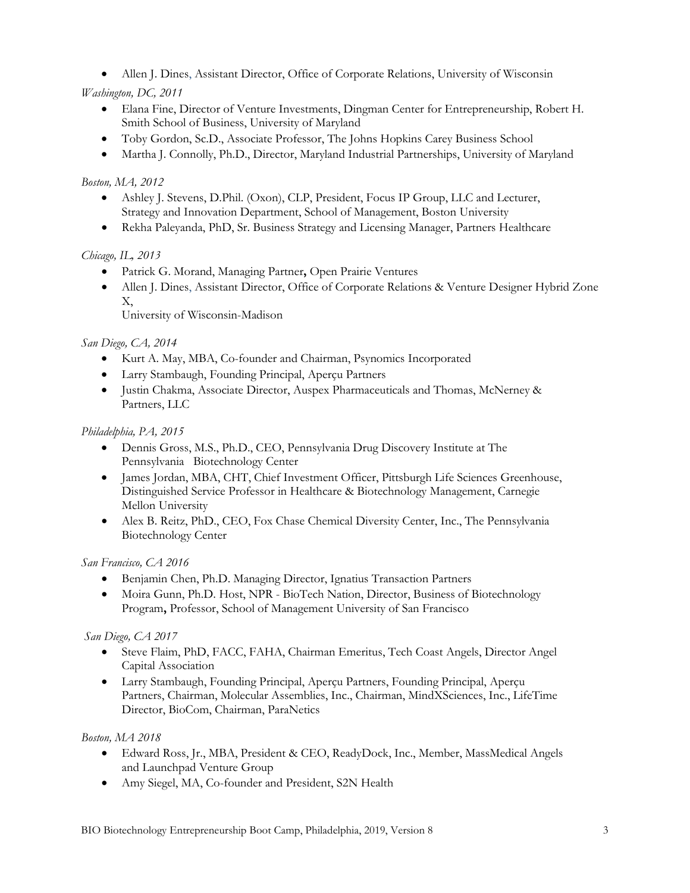- Allen J. Dines, Assistant Director, Office of Corporate Relations, University of Wisconsin

*Washington, DC, 2011*

- Elana Fine, Director of Venture Investments, Dingman Center for Entrepreneurship, Robert H. Smith School of Business, University of Maryland
- Toby Gordon, Sc.D., Associate Professor, The Johns Hopkins Carey Business School
- Martha J. Connolly, Ph.D., Director, Maryland Industrial Partnerships, University of Maryland

*Boston, MA, 2012*

- Ashley J. Stevens, D.Phil. (Oxon), CLP, President, Focus IP Group, LLC and Lecturer, Strategy and Innovation Department, School of Management, Boston University
- Rekha Paleyanda, PhD, Sr. Business Strategy and Licensing Manager, Partners Healthcare

*Chicago, IL, 2013*

- Patrick G. Morand, Managing Partner**,** Open Prairie Ventures
- Allen J. Dines, Assistant Director, Office of Corporate Relations & Venture Designer Hybrid Zone X,
  University of Wisconsin-Madison

*San Diego, CA, 2014*

- Kurt A. May, MBA, Co-founder and Chairman, Psynomics Incorporated
- Larry Stambaugh, Founding Principal, Aperçu Partners
- Justin Chakma, Associate Director, Auspex Pharmaceuticals and Thomas, McNerney & Partners, LLC

*Philadelphia, PA, 2015*

- Dennis Gross, M.S., Ph.D., CEO, Pennsylvania Drug Discovery Institute at The Pennsylvania Biotechnology Center
- James Jordan, MBA, CHT, Chief Investment Officer, Pittsburgh Life Sciences Greenhouse, Distinguished Service Professor in Healthcare & Biotechnology Management, Carnegie Mellon University
- Alex B. Reitz, PhD., CEO, Fox Chase Chemical Diversity Center, Inc., The Pennsylvania Biotechnology Center

*San Francisco, CA 2016*

- Benjamin Chen, Ph.D. Managing Director, Ignatius Transaction Partners
- Moira Gunn, Ph.D. Host, NPR - BioTech Nation, Director, Business of Biotechnology Program**,** Professor, School of Management University of San Francisco

*San Diego, CA 2017*

- Steve Flaim, PhD, FACC, FAHA, Chairman Emeritus, Tech Coast Angels, Director Angel Capital Association
- Larry Stambaugh, Founding Principal, Aperçu Partners, Founding Principal, Aperçu Partners, Chairman, Molecular Assemblies, Inc., Chairman, MindXSciences, Inc., LifeTime Director, BioCom, Chairman, ParaNetics

*Boston, MA 2018*

- Edward Ross, Jr., MBA, President & CEO, ReadyDock, Inc., Member, MassMedical Angels and Launchpad Venture Group
- Amy Siegel, MA, Co-founder and President, S2N Health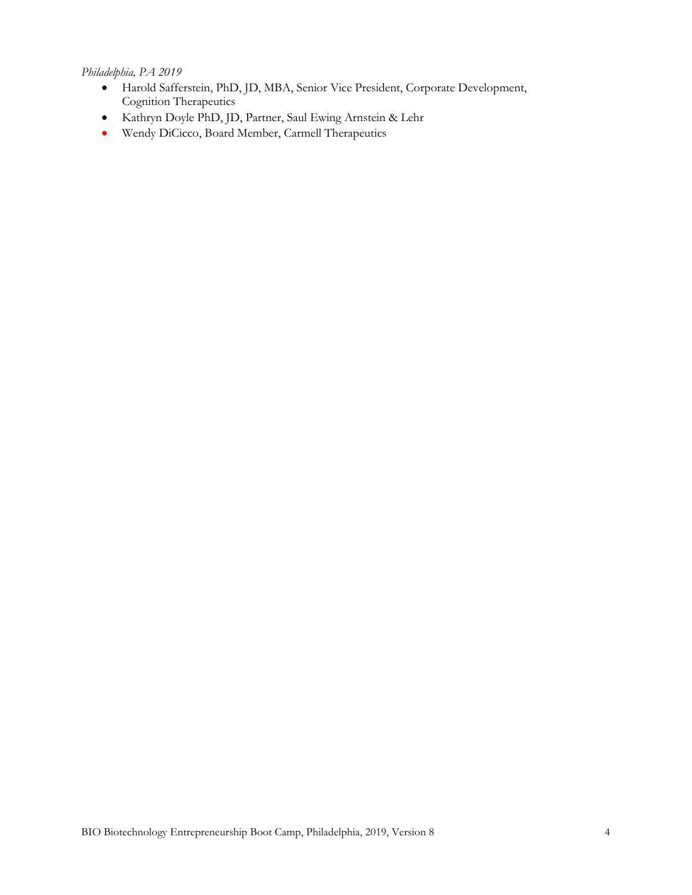*Philadelphia, PA 2019*

- Harold Safferstein, PhD, JD, MBA, Senior Vice President, Corporate Development, Cognition Therapeutics
- Kathryn Doyle PhD, JD, Partner, Saul Ewing Arnstein & Lehr
- Wendy DiCicco, Board Member, Carmell Therapeutics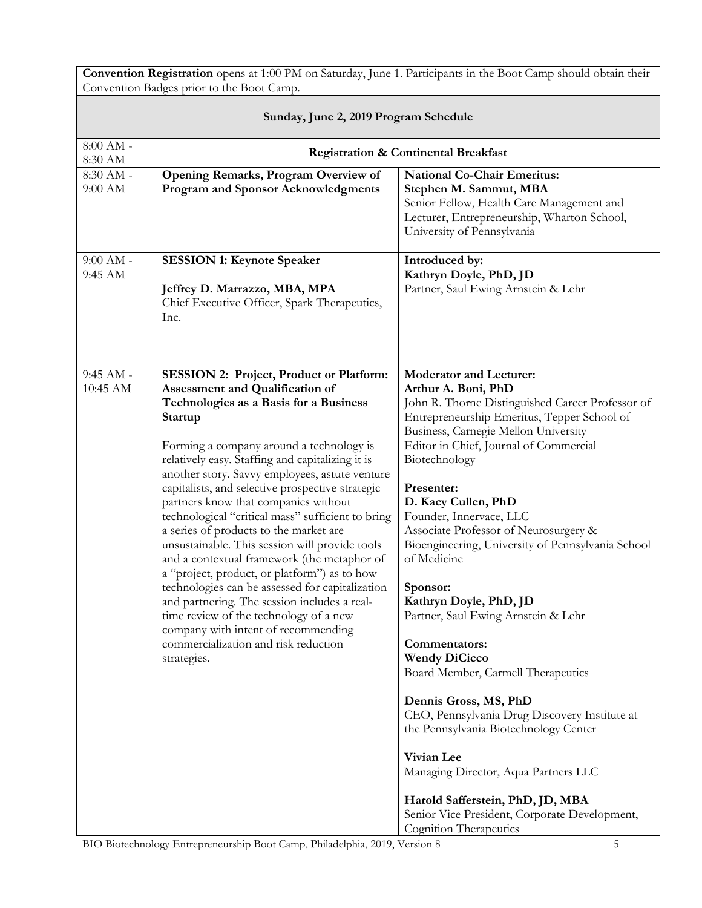**Convention Registration** opens at 1:00 PM on Saturday, June 1. Participants in the Boot Camp should obtain their Convention Badges prior to the Boot Camp.

## Sunday, June 2, 2019 Program Schedule

| Time | Session | Speakers |
| --- | --- | --- |
| 8:00 AM - 8:30 AM | **Registration & Continental Breakfast** | |
| 8:30 AM - 9:00 AM | **Opening Remarks, Program Overview of Program and Sponsor Acknowledgments** | **National Co-Chair Emeritus:** **Stephen M. Sammut, MBA** Senior Fellow, Health Care Management and Lecturer, Entrepreneurship, Wharton School, University of Pennsylvania |
| 9:00 AM - 9:45 AM | **SESSION 1: Keynote Speaker** **Jeffrey D. Marrazzo, MBA, MPA** Chief Executive Officer, Spark Therapeutics, Inc. | **Introduced by:** **Kathryn Doyle, PhD, JD** Partner, Saul Ewing Arnstein & Lehr |
| 9:45 AM - 10:45 AM | **SESSION 2: Project, Product or Platform: Assessment and Qualification of Technologies as a Basis for a Business Startup** Forming a company around a technology is relatively easy. Staffing and capitalizing it is another story. Savvy employees, astute venture capitalists, and selective prospective strategic partners know that companies without technological "critical mass" sufficient to bring a series of products to the market are unsustainable. This session will provide tools and a contextual framework (the metaphor of a "project, product, or platform") as to how technologies can be assessed for capitalization and partnering. The session includes a real-time review of the technology of a new company with intent of recommending commercialization and risk reduction strategies. | **Moderator and Lecturer:** **Arthur A. Boni, PhD** John R. Thorne Distinguished Career Professor of Entrepreneurship Emeritus, Tepper School of Business, Carnegie Mellon University; Editor in Chief, Journal of Commercial Biotechnology **Presenter:** **D. Kacy Cullen, PhD** Founder, Innervace, LLC; Associate Professor of Neurosurgery & Bioengineering, University of Pennsylvania School of Medicine **Sponsor:** **Kathryn Doyle, PhD, JD** Partner, Saul Ewing Arnstein & Lehr **Commentators:** **Wendy DiCicco** Board Member, Carmell Therapeutics; **Dennis Gross, MS, PhD** CEO, Pennsylvania Drug Discovery Institute at the Pennsylvania Biotechnology Center; **Vivian Lee** Managing Director, Aqua Partners LLC; **Harold Safferstein, PhD, JD, MBA** Senior Vice President, Corporate Development, Cognition Therapeutics |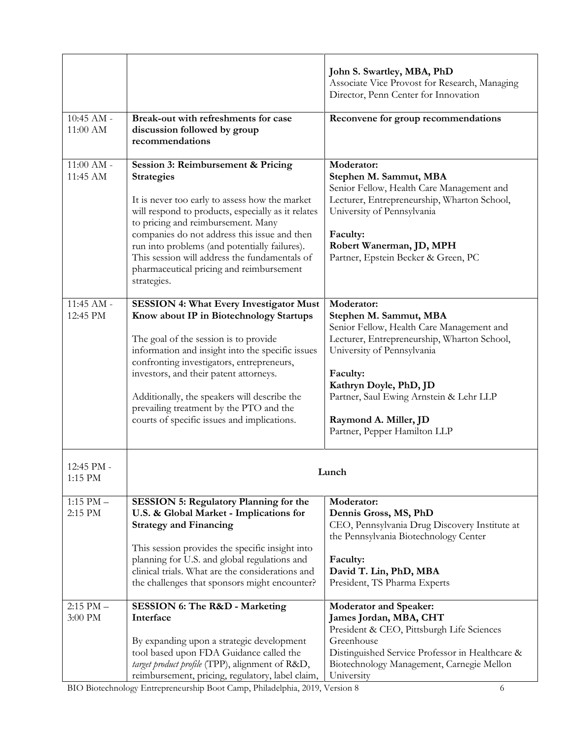| | | |
|---|---|---|
| | | **John S. Swartley, MBA, PhD**<br>Associate Vice Provost for Research, Managing Director, Penn Center for Innovation |
| 10:45 AM - 11:00 AM | **Break-out with refreshments for case discussion followed by group recommendations** | **Reconvene for group recommendations** |
| 11:00 AM - 11:45 AM | **Session 3: Reimbursement & Pricing Strategies**<br><br>It is never too early to assess how the market will respond to products, especially as it relates to pricing and reimbursement. Many companies do not address this issue and then run into problems (and potentially failures). This session will address the fundamentals of pharmaceutical pricing and reimbursement strategies. | **Moderator:**<br>**Stephen M. Sammut, MBA**<br>Senior Fellow, Health Care Management and Lecturer, Entrepreneurship, Wharton School, University of Pennsylvania<br><br>**Faculty:**<br>**Robert Wanerman, JD, MPH**<br>Partner, Epstein Becker & Green, PC |
| 11:45 AM - 12:45 PM | **SESSION 4: What Every Investigator Must Know about IP in Biotechnology Startups**<br><br>The goal of the session is to provide information and insight into the specific issues confronting investigators, entrepreneurs, investors, and their patent attorneys.<br><br>Additionally, the speakers will describe the prevailing treatment by the PTO and the courts of specific issues and implications. | **Moderator:**<br>**Stephen M. Sammut, MBA**<br>Senior Fellow, Health Care Management and Lecturer, Entrepreneurship, Wharton School, University of Pennsylvania<br><br>**Faculty:**<br>**Kathryn Doyle, PhD, JD**<br>Partner, Saul Ewing Arnstein & Lehr LLP<br><br>**Raymond A. Miller, JD**<br>Partner, Pepper Hamilton LLP |
| 12:45 PM - 1:15 PM | **Lunch** | |
| 1:15 PM – 2:15 PM | **SESSION 5: Regulatory Planning for the U.S. & Global Market - Implications for Strategy and Financing**<br><br>This session provides the specific insight into planning for U.S. and global regulations and clinical trials. What are the considerations and the challenges that sponsors might encounter? | **Moderator:**<br>**Dennis Gross, MS, PhD**<br>CEO, Pennsylvania Drug Discovery Institute at the Pennsylvania Biotechnology Center<br><br>**Faculty:**<br>**David T. Lin, PhD, MBA**<br>President, TS Pharma Experts |
| 2:15 PM – 3:00 PM | **SESSION 6: The R&D - Marketing Interface**<br><br>By expanding upon a strategic development tool based upon FDA Guidance called the *target product profile* (TPP), alignment of R&D, reimbursement, pricing, regulatory, label claim, | **Moderator and Speaker:**<br>**James Jordan, MBA, CHT**<br>President & CEO, Pittsburgh Life Sciences Greenhouse<br>Distinguished Service Professor in Healthcare & Biotechnology Management, Carnegie Mellon University |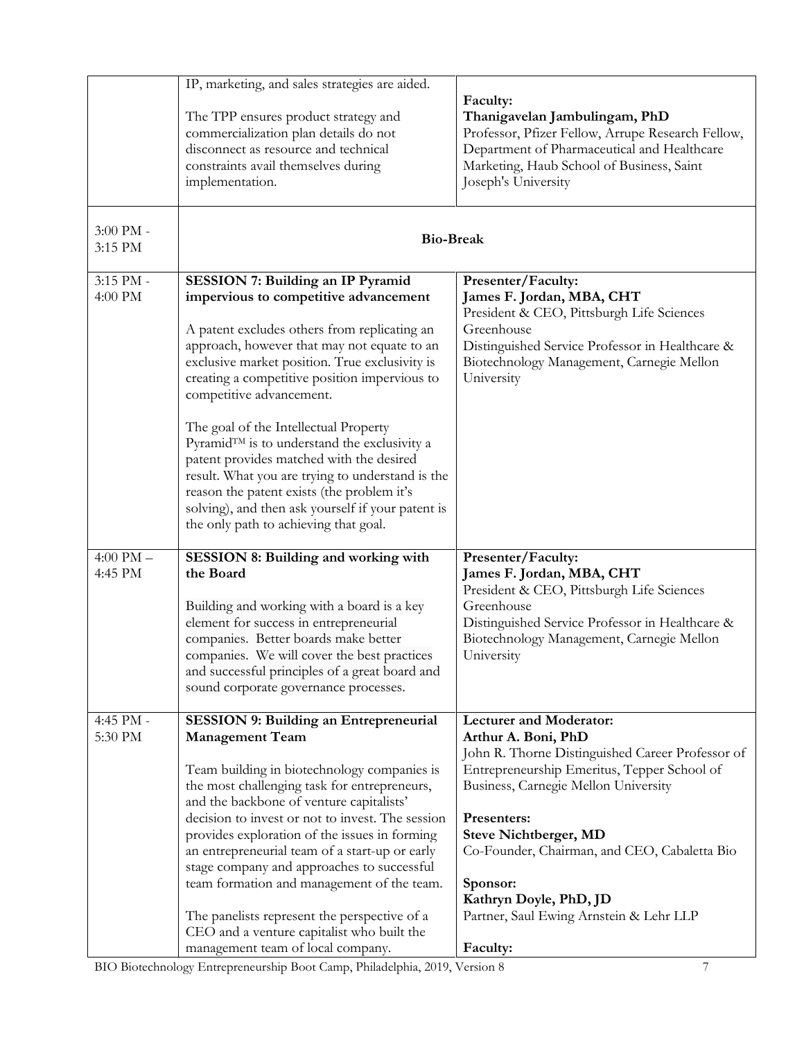| | | |
|---|---|---|
| | IP, marketing, and sales strategies are aided.<br><br>The TPP ensures product strategy and commercialization plan details do not disconnect as resource and technical constraints avail themselves during implementation. | **Faculty:**<br>**Thanigavelan Jambulingam, PhD**<br>Professor, Pfizer Fellow, Arrupe Research Fellow, Department of Pharmaceutical and Healthcare Marketing, Haub School of Business, Saint Joseph's University |
| 3:00 PM - 3:15 PM | **Bio-Break** | |
| 3:15 PM - 4:00 PM | **SESSION 7: Building an IP Pyramid impervious to competitive advancement**<br><br>A patent excludes others from replicating an approach, however that may not equate to an exclusive market position. True exclusivity is creating a competitive position impervious to competitive advancement.<br><br>The goal of the Intellectual Property Pyramid™ is to understand the exclusivity a patent provides matched with the desired result. What you are trying to understand is the reason the patent exists (the problem it's solving), and then ask yourself if your patent is the only path to achieving that goal. | **Presenter/Faculty:**<br>**James F. Jordan, MBA, CHT**<br>President & CEO, Pittsburgh Life Sciences Greenhouse<br>Distinguished Service Professor in Healthcare & Biotechnology Management, Carnegie Mellon University |
| 4:00 PM – 4:45 PM | **SESSION 8: Building and working with the Board**<br><br>Building and working with a board is a key element for success in entrepreneurial companies. Better boards make better companies. We will cover the best practices and successful principles of a great board and sound corporate governance processes. | **Presenter/Faculty:**<br>**James F. Jordan, MBA, CHT**<br>President & CEO, Pittsburgh Life Sciences Greenhouse<br>Distinguished Service Professor in Healthcare & Biotechnology Management, Carnegie Mellon University |
| 4:45 PM - 5:30 PM | **SESSION 9: Building an Entrepreneurial Management Team**<br><br>Team building in biotechnology companies is the most challenging task for entrepreneurs, and the backbone of venture capitalists' decision to invest or not to invest. The session provides exploration of the issues in forming an entrepreneurial team of a start-up or early stage company and approaches to successful team formation and management of the team.<br><br>The panelists represent the perspective of a CEO and a venture capitalist who built the management team of local company. | **Lecturer and Moderator:**<br>**Arthur A. Boni, PhD**<br>John R. Thorne Distinguished Career Professor of Entrepreneurship Emeritus, Tepper School of Business, Carnegie Mellon University<br><br>**Presenters:**<br>**Steve Nichtberger, MD**<br>Co-Founder, Chairman, and CEO, Cabaletta Bio<br><br>**Sponsor:**<br>**Kathryn Doyle, PhD, JD**<br>Partner, Saul Ewing Arnstein & Lehr LLP<br><br>**Faculty:** |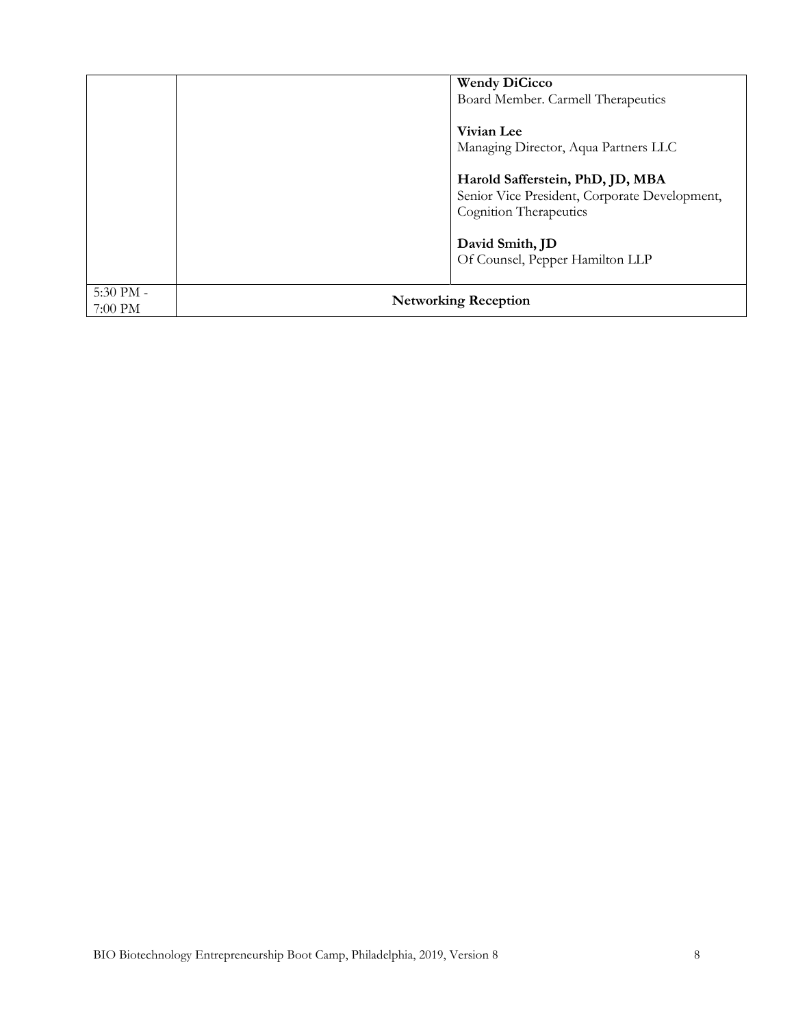| | | |
|---|---|---|
| | | **Wendy DiCicco**<br>Board Member. Carmell Therapeutics<br><br>**Vivian Lee**<br>Managing Director, Aqua Partners LLC<br><br>**Harold Safferstein, PhD, JD, MBA**<br>Senior Vice President, Corporate Development, Cognition Therapeutics<br><br>**David Smith, JD**<br>Of Counsel, Pepper Hamilton LLP |
| 5:30 PM - 7:00 PM | **Networking Reception** | |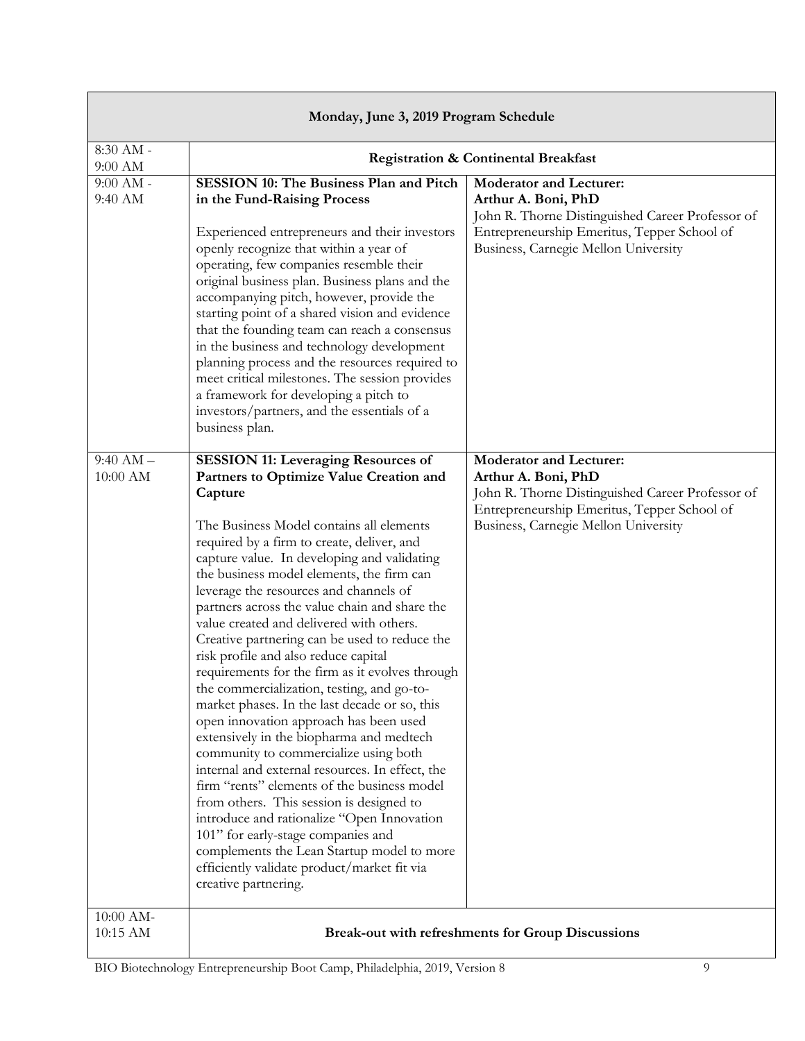| Monday, June 3, 2019 Program Schedule | | |
|---|---|---|
| 8:30 AM - 9:00 AM | **Registration & Continental Breakfast** | |
| 9:00 AM - 9:40 AM | **SESSION 10: The Business Plan and Pitch in the Fund-Raising Process**<br><br>Experienced entrepreneurs and their investors openly recognize that within a year of operating, few companies resemble their original business plan. Business plans and the accompanying pitch, however, provide the starting point of a shared vision and evidence that the founding team can reach a consensus in the business and technology development planning process and the resources required to meet critical milestones. The session provides a framework for developing a pitch to investors/partners, and the essentials of a business plan. | **Moderator and Lecturer:**<br>**Arthur A. Boni, PhD**<br>John R. Thorne Distinguished Career Professor of Entrepreneurship Emeritus, Tepper School of Business, Carnegie Mellon University |
| 9:40 AM – 10:00 AM | **SESSION 11: Leveraging Resources of Partners to Optimize Value Creation and Capture**<br><br>The Business Model contains all elements required by a firm to create, deliver, and capture value. In developing and validating the business model elements, the firm can leverage the resources and channels of partners across the value chain and share the value created and delivered with others. Creative partnering can be used to reduce the risk profile and also reduce capital requirements for the firm as it evolves through the commercialization, testing, and go-to-market phases. In the last decade or so, this open innovation approach has been used extensively in the biopharma and medtech community to commercialize using both internal and external resources. In effect, the firm "rents" elements of the business model from others. This session is designed to introduce and rationalize "Open Innovation 101" for early-stage companies and complements the Lean Startup model to more efficiently validate product/market fit via creative partnering. | **Moderator and Lecturer:**<br>**Arthur A. Boni, PhD**<br>John R. Thorne Distinguished Career Professor of Entrepreneurship Emeritus, Tepper School of Business, Carnegie Mellon University |
| 10:00 AM-10:15 AM | **Break-out with refreshments for Group Discussions** | |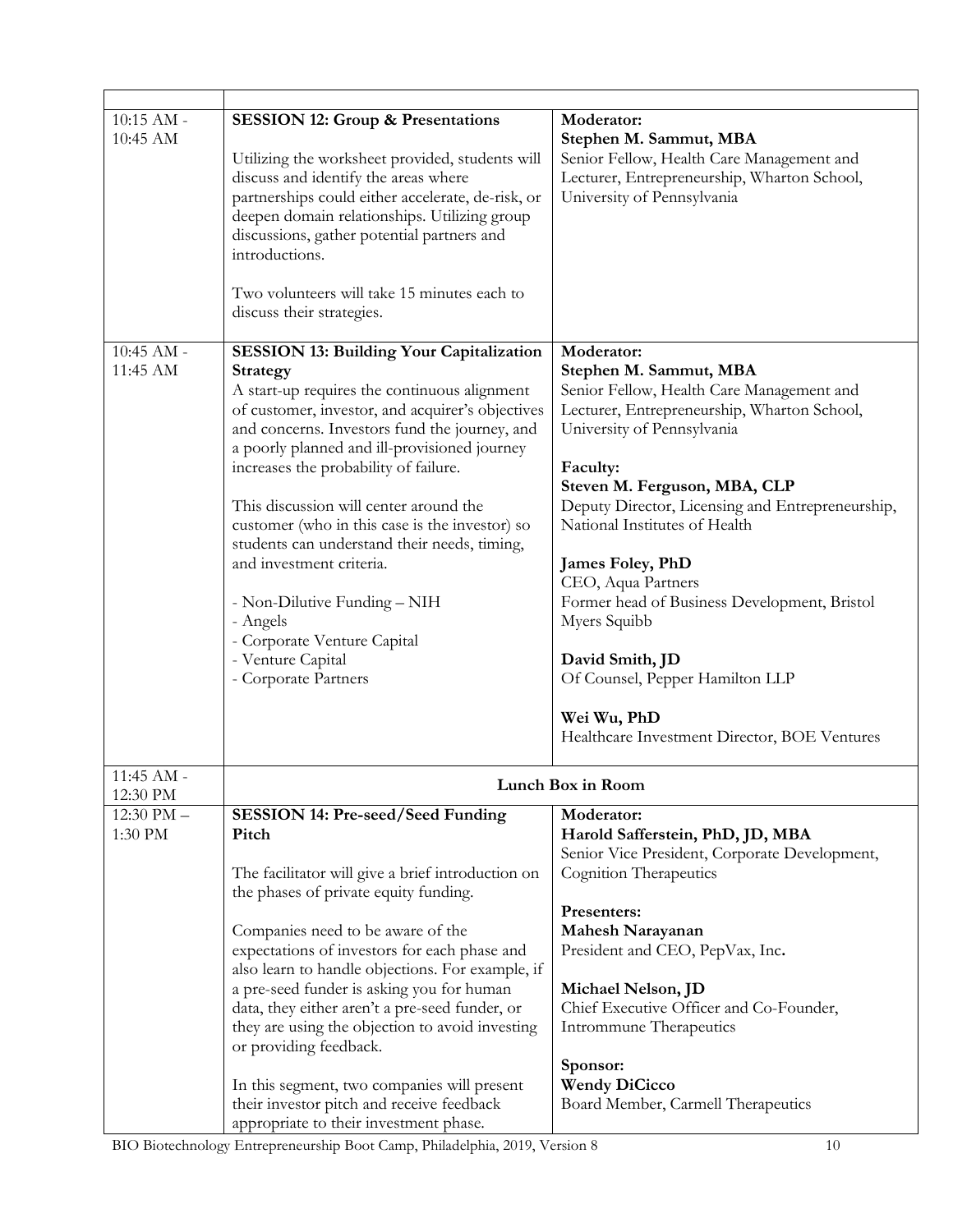| | | |
|---|---|---|
| 10:15 AM - 10:45 AM | **SESSION 12: Group & Presentations**<br><br>Utilizing the worksheet provided, students will discuss and identify the areas where partnerships could either accelerate, de-risk, or deepen domain relationships. Utilizing group discussions, gather potential partners and introductions.<br><br>Two volunteers will take 15 minutes each to discuss their strategies. | **Moderator:**<br>**Stephen M. Sammut, MBA**<br>Senior Fellow, Health Care Management and Lecturer, Entrepreneurship, Wharton School, University of Pennsylvania |
| 10:45 AM - 11:45 AM | **SESSION 13: Building Your Capitalization Strategy**<br>A start-up requires the continuous alignment of customer, investor, and acquirer's objectives and concerns. Investors fund the journey, and a poorly planned and ill-provisioned journey increases the probability of failure.<br><br>This discussion will center around the customer (who in this case is the investor) so students can understand their needs, timing, and investment criteria.<br><br>- Non-Dilutive Funding – NIH<br>- Angels<br>- Corporate Venture Capital<br>- Venture Capital<br>- Corporate Partners | **Moderator:**<br>**Stephen M. Sammut, MBA**<br>Senior Fellow, Health Care Management and Lecturer, Entrepreneurship, Wharton School, University of Pennsylvania<br><br>**Faculty:**<br>**Steven M. Ferguson, MBA, CLP**<br>Deputy Director, Licensing and Entrepreneurship, National Institutes of Health<br><br>**James Foley, PhD**<br>CEO, Aqua Partners<br>Former head of Business Development, Bristol Myers Squibb<br><br>**David Smith, JD**<br>Of Counsel, Pepper Hamilton LLP<br><br>**Wei Wu, PhD**<br>Healthcare Investment Director, BOE Ventures |
| 11:45 AM - 12:30 PM | **Lunch Box in Room** | |
| 12:30 PM – 1:30 PM | **SESSION 14: Pre-seed/Seed Funding Pitch**<br><br>The facilitator will give a brief introduction on the phases of private equity funding.<br><br>Companies need to be aware of the expectations of investors for each phase and also learn to handle objections. For example, if a pre-seed funder is asking you for human data, they either aren't a pre-seed funder, or they are using the objection to avoid investing or providing feedback.<br><br>In this segment, two companies will present their investor pitch and receive feedback appropriate to their investment phase. | **Moderator:**<br>**Harold Safferstein, PhD, JD, MBA**<br>Senior Vice President, Corporate Development, Cognition Therapeutics<br><br>**Presenters:**<br>**Mahesh Narayanan**<br>President and CEO, PepVax, Inc.<br><br>**Michael Nelson, JD**<br>Chief Executive Officer and Co-Founder, Intrommune Therapeutics<br><br>**Sponsor:**<br>**Wendy DiCicco**<br>Board Member, Carmell Therapeutics |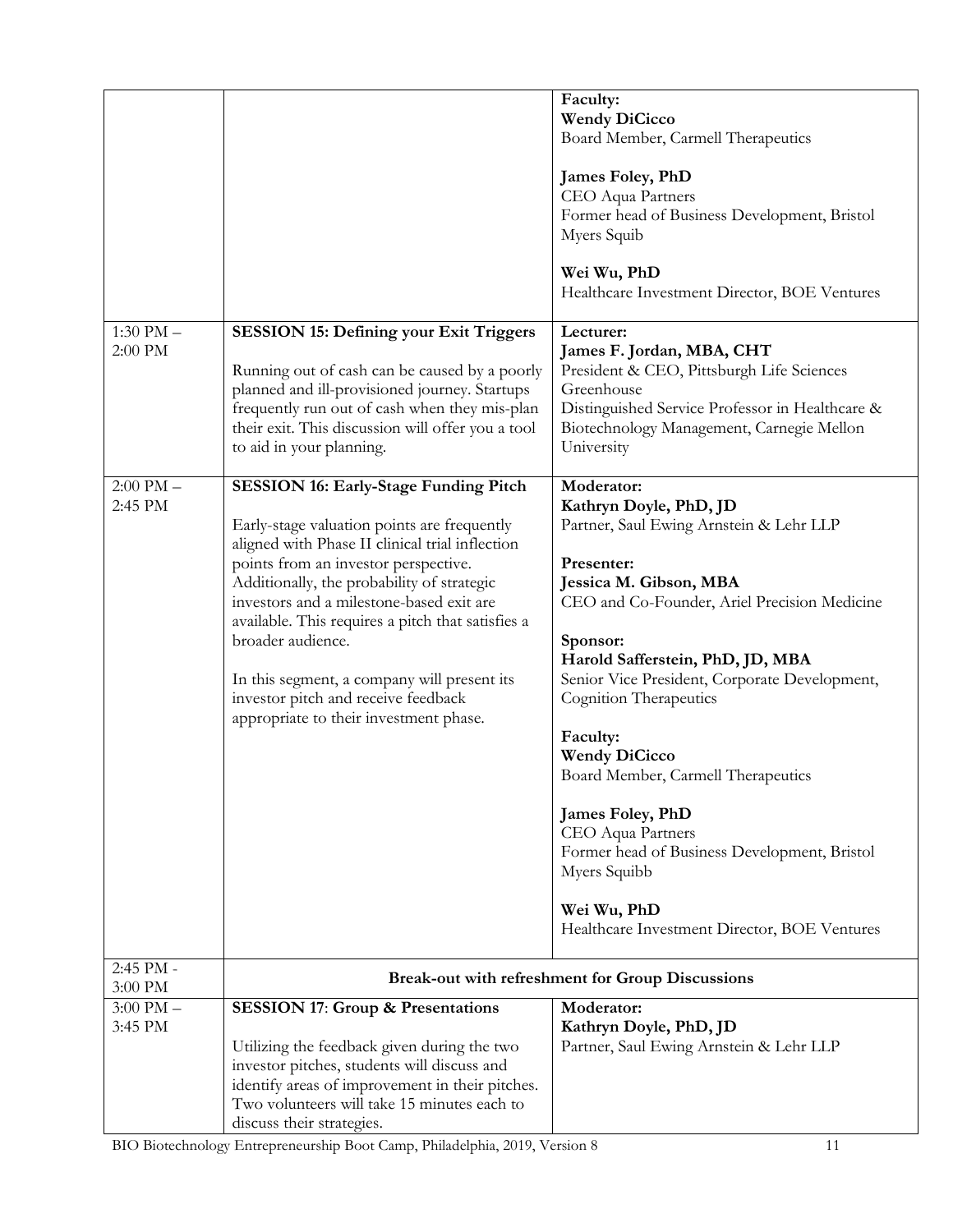| | | |
|---|---|---|
| | | **Faculty:**<br>**Wendy DiCicco**<br>Board Member, Carmell Therapeutics<br><br>**James Foley, PhD**<br>CEO Aqua Partners<br>Former head of Business Development, Bristol Myers Squib<br><br>**Wei Wu, PhD**<br>Healthcare Investment Director, BOE Ventures |
| 1:30 PM – 2:00 PM | **SESSION 15: Defining your Exit Triggers**<br><br>Running out of cash can be caused by a poorly planned and ill-provisioned journey. Startups frequently run out of cash when they mis-plan their exit. This discussion will offer you a tool to aid in your planning. | **Lecturer:**<br>**James F. Jordan, MBA, CHT**<br>President & CEO, Pittsburgh Life Sciences Greenhouse<br>Distinguished Service Professor in Healthcare & Biotechnology Management, Carnegie Mellon University |
| 2:00 PM – 2:45 PM | **SESSION 16: Early-Stage Funding Pitch**<br><br>Early-stage valuation points are frequently aligned with Phase II clinical trial inflection points from an investor perspective. Additionally, the probability of strategic investors and a milestone-based exit are available. This requires a pitch that satisfies a broader audience.<br><br>In this segment, a company will present its investor pitch and receive feedback appropriate to their investment phase. | **Moderator:**<br>**Kathryn Doyle, PhD, JD**<br>Partner, Saul Ewing Arnstein & Lehr LLP<br><br>**Presenter:**<br>**Jessica M. Gibson, MBA**<br>CEO and Co-Founder, Ariel Precision Medicine<br><br>**Sponsor:**<br>**Harold Safferstein, PhD, JD, MBA**<br>Senior Vice President, Corporate Development, Cognition Therapeutics<br><br>**Faculty:**<br>**Wendy DiCicco**<br>Board Member, Carmell Therapeutics<br><br>**James Foley, PhD**<br>CEO Aqua Partners<br>Former head of Business Development, Bristol Myers Squibb<br><br>**Wei Wu, PhD**<br>Healthcare Investment Director, BOE Ventures |
| 2:45 PM - 3:00 PM | **Break-out with refreshment for Group Discussions** | |
| 3:00 PM – 3:45 PM | **SESSION 17**: **Group & Presentations**<br><br>Utilizing the feedback given during the two investor pitches, students will discuss and identify areas of improvement in their pitches. Two volunteers will take 15 minutes each to discuss their strategies. | **Moderator:**<br>**Kathryn Doyle, PhD, JD**<br>Partner, Saul Ewing Arnstein & Lehr LLP |

BIO Biotechnology Entrepreneurship Boot Camp, Philadelphia, 2019, Version 8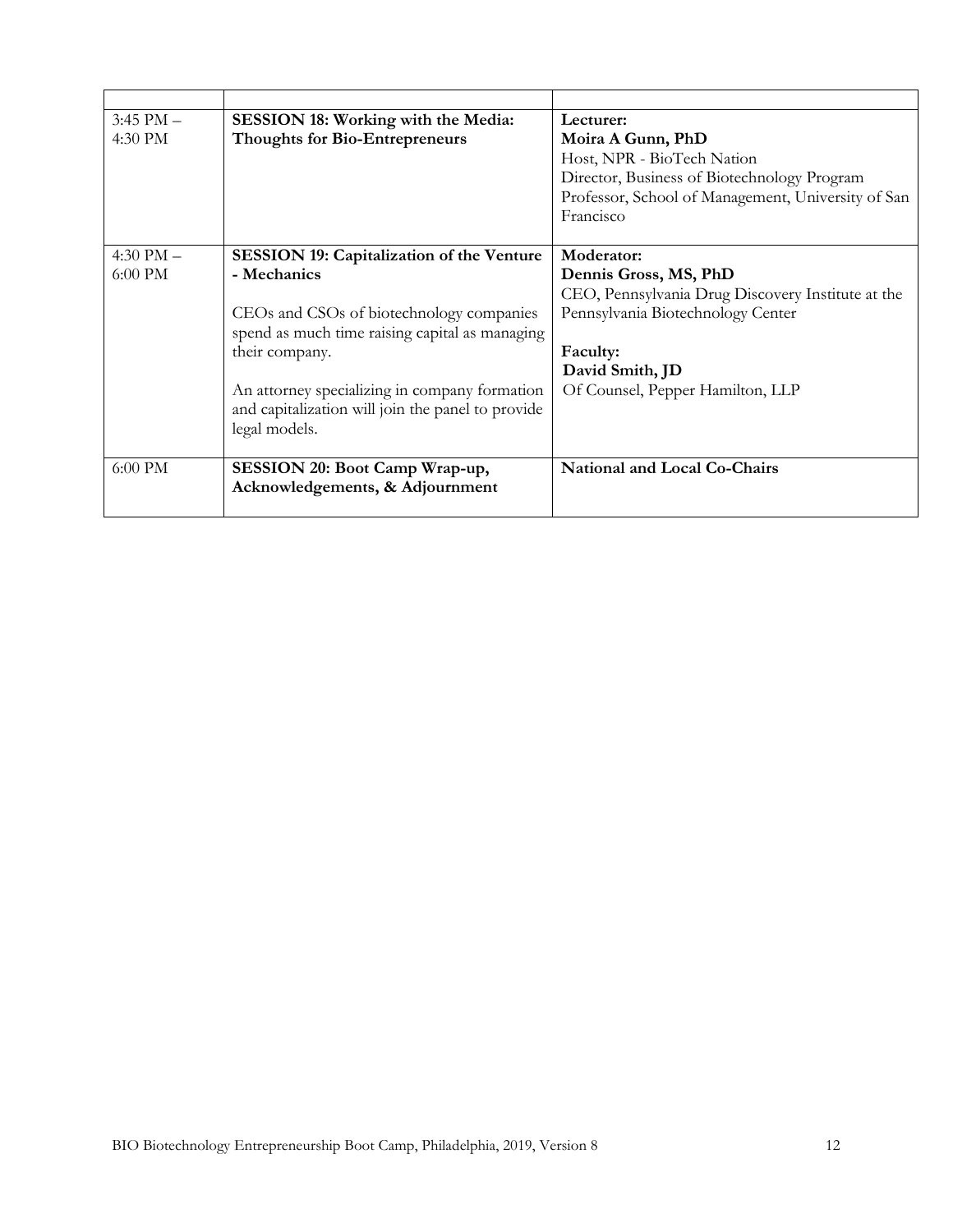| | | |
|---|---|---|
| 3:45 PM – 4:30 PM | **SESSION 18: Working with the Media: Thoughts for Bio-Entrepreneurs** | **Lecturer:**<br>**Moira A Gunn, PhD**<br>Host, NPR - BioTech Nation<br>Director, Business of Biotechnology Program<br>Professor, School of Management, University of San Francisco |
| 4:30 PM – 6:00 PM | **SESSION 19: Capitalization of the Venture - Mechanics**<br><br>CEOs and CSOs of biotechnology companies spend as much time raising capital as managing their company.<br><br>An attorney specializing in company formation and capitalization will join the panel to provide legal models. | **Moderator:**<br>**Dennis Gross, MS, PhD**<br>CEO, Pennsylvania Drug Discovery Institute at the Pennsylvania Biotechnology Center<br><br>**Faculty:**<br>**David Smith, JD**<br>Of Counsel, Pepper Hamilton, LLP |
| 6:00 PM | **SESSION 20: Boot Camp Wrap-up, Acknowledgements, & Adjournment** | **National and Local Co-Chairs** |